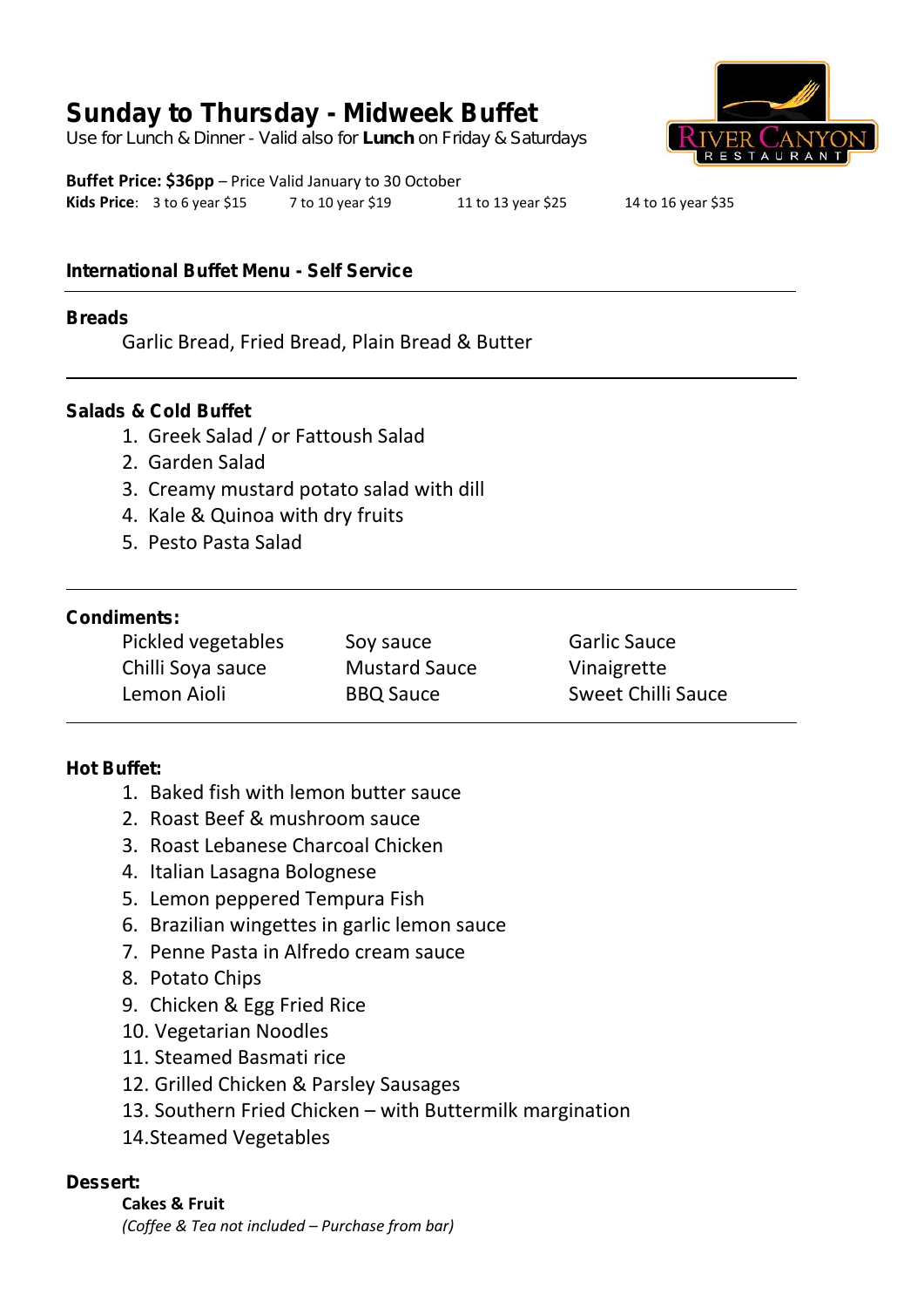# Sunday to Thursday - Midweek Buffet

Use for Lunch & Dinner - Valid also for **Lunch** on Friday & Saturdays

RIVER CANYON RESTAURANT

**Buffet Price: $36pp** – Price Valid January to 30 October

**Kids Price**: 3 to 6 year $15 | 7 to 10 year $19 | 11 to 13 year $25 | 14 to 16 year $35

## International Buffet Menu - Self Service

### Breads

Garlic Bread, Fried Bread, Plain Bread & Butter

### Salads & Cold Buffet

1. Greek Salad / or Fattoush Salad
2. Garden Salad
3. Creamy mustard potato salad with dill
4. Kale & Quinoa with dry fruits
5. Pesto Pasta Salad

### Condiments:

| | | |
|---|---|---|
| Pickled vegetables | Soy sauce | Garlic Sauce |
| Chilli Soya sauce | Mustard Sauce | Vinaigrette |
| Lemon Aioli | BBQ Sauce | Sweet Chilli Sauce |

### Hot Buffet:

1. Baked fish with lemon butter sauce
2. Roast Beef & mushroom sauce
3. Roast Lebanese Charcoal Chicken
4. Italian Lasagna Bolognese
5. Lemon peppered Tempura Fish
6. Brazilian wingettes in garlic lemon sauce
7. Penne Pasta in Alfredo cream sauce
8. Potato Chips
9. Chicken & Egg Fried Rice
10. Vegetarian Noodles
11. Steamed Basmati rice
12. Grilled Chicken & Parsley Sausages
13. Southern Fried Chicken – with Buttermilk margination
14. Steamed Vegetables

### Dessert:

**Cakes & Fruit**

*(Coffee & Tea not included – Purchase from bar)*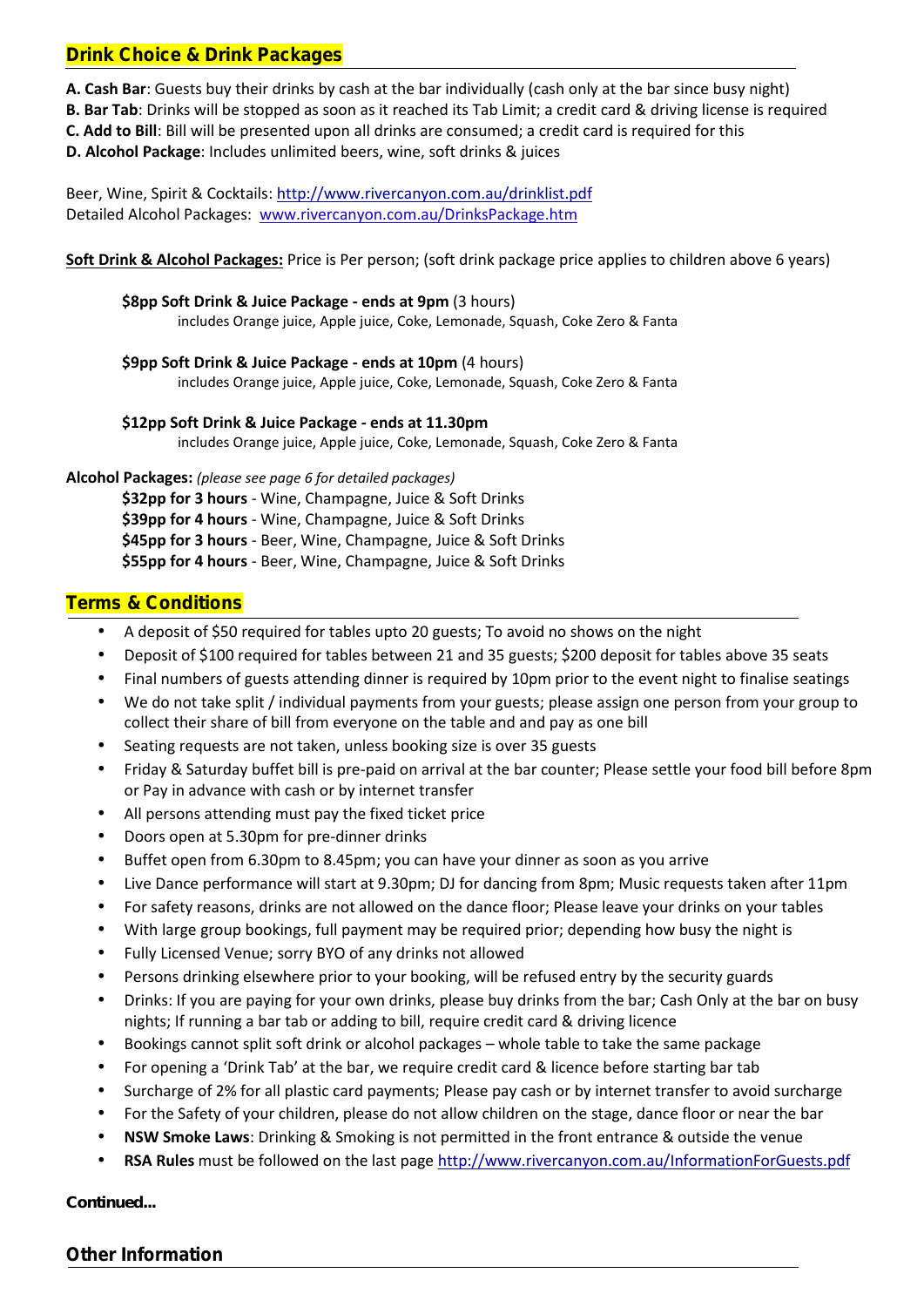## Drink Choice & Drink Packages

**A. Cash Bar**: Guests buy their drinks by cash at the bar individually (cash only at the bar since busy night)
**B. Bar Tab**: Drinks will be stopped as soon as it reached its Tab Limit; a credit card & driving license is required
**C. Add to Bill**: Bill will be presented upon all drinks are consumed; a credit card is required for this
**D. Alcohol Package**: Includes unlimited beers, wine, soft drinks & juices

Beer, Wine, Spirit & Cocktails: http://www.rivercanyon.com.au/drinklist.pdf
Detailed Alcohol Packages: www.rivercanyon.com.au/DrinksPackage.htm

**Soft Drink & Alcohol Packages:** Price is Per person; (soft drink package price applies to children above 6 years)

**$8pp Soft Drink & Juice Package - ends at 9pm** (3 hours)
includes Orange juice, Apple juice, Coke, Lemonade, Squash, Coke Zero & Fanta

**$9pp Soft Drink & Juice Package - ends at 10pm** (4 hours)
includes Orange juice, Apple juice, Coke, Lemonade, Squash, Coke Zero & Fanta

**$12pp Soft Drink & Juice Package - ends at 11.30pm**
includes Orange juice, Apple juice, Coke, Lemonade, Squash, Coke Zero & Fanta

**Alcohol Packages:** *(please see page 6 for detailed packages)*
**$32pp for 3 hours** - Wine, Champagne, Juice & Soft Drinks
**$39pp for 4 hours** - Wine, Champagne, Juice & Soft Drinks
**$45pp for 3 hours** - Beer, Wine, Champagne, Juice & Soft Drinks
**$55pp for 4 hours** - Beer, Wine, Champagne, Juice & Soft Drinks

## Terms & Conditions

- A deposit of $50 required for tables upto 20 guests; To avoid no shows on the night
- Deposit of $100 required for tables between 21 and 35 guests; $200 deposit for tables above 35 seats
- Final numbers of guests attending dinner is required by 10pm prior to the event night to finalise seatings
- We do not take split / individual payments from your guests; please assign one person from your group to collect their share of bill from everyone on the table and and pay as one bill
- Seating requests are not taken, unless booking size is over 35 guests
- Friday & Saturday buffet bill is pre-paid on arrival at the bar counter; Please settle your food bill before 8pm or Pay in advance with cash or by internet transfer
- All persons attending must pay the fixed ticket price
- Doors open at 5.30pm for pre-dinner drinks
- Buffet open from 6.30pm to 8.45pm; you can have your dinner as soon as you arrive
- Live Dance performance will start at 9.30pm; DJ for dancing from 8pm; Music requests taken after 11pm
- For safety reasons, drinks are not allowed on the dance floor; Please leave your drinks on your tables
- With large group bookings, full payment may be required prior; depending how busy the night is
- Fully Licensed Venue; sorry BYO of any drinks not allowed
- Persons drinking elsewhere prior to your booking, will be refused entry by the security guards
- Drinks: If you are paying for your own drinks, please buy drinks from the bar; Cash Only at the bar on busy nights; If running a bar tab or adding to bill, require credit card & driving licence
- Bookings cannot split soft drink or alcohol packages – whole table to take the same package
- For opening a 'Drink Tab' at the bar, we require credit card & licence before starting bar tab
- Surcharge of 2% for all plastic card payments; Please pay cash or by internet transfer to avoid surcharge
- For the Safety of your children, please do not allow children on the stage, dance floor or near the bar
- **NSW Smoke Laws**: Drinking & Smoking is not permitted in the front entrance & outside the venue
- **RSA Rules** must be followed on the last page http://www.rivercanyon.com.au/InformationForGuests.pdf

**Continued...**

## Other Information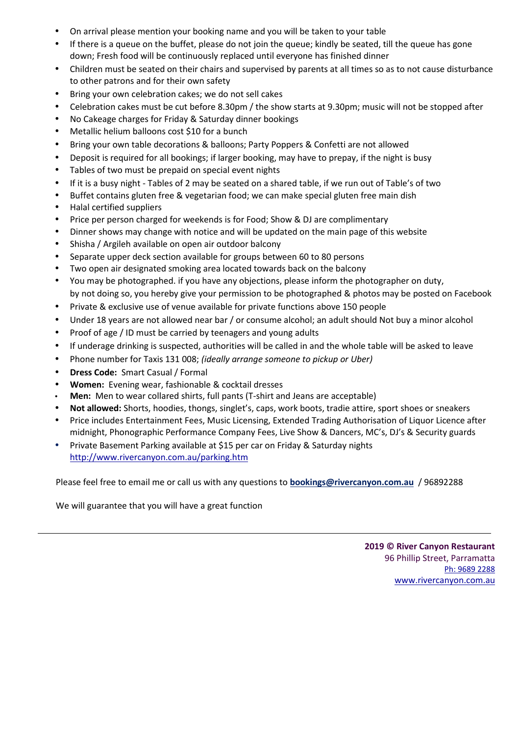- On arrival please mention your booking name and you will be taken to your table
- If there is a queue on the buffet, please do not join the queue; kindly be seated, till the queue has gone down; Fresh food will be continuously replaced until everyone has finished dinner
- Children must be seated on their chairs and supervised by parents at all times so as to not cause disturbance to other patrons and for their own safety
- Bring your own celebration cakes; we do not sell cakes
- Celebration cakes must be cut before 8.30pm / the show starts at 9.30pm; music will not be stopped after
- No Cakeage charges for Friday & Saturday dinner bookings
- Metallic helium balloons cost $10 for a bunch
- Bring your own table decorations & balloons; Party Poppers & Confetti are not allowed
- Deposit is required for all bookings; if larger booking, may have to prepay, if the night is busy
- Tables of two must be prepaid on special event nights
- If it is a busy night - Tables of 2 may be seated on a shared table, if we run out of Table's of two
- Buffet contains gluten free & vegetarian food; we can make special gluten free main dish
- Halal certified suppliers
- Price per person charged for weekends is for Food; Show & DJ are complimentary
- Dinner shows may change with notice and will be updated on the main page of this website
- Shisha / Argileh available on open air outdoor balcony
- Separate upper deck section available for groups between 60 to 80 persons
- Two open air designated smoking area located towards back on the balcony
- You may be photographed. if you have any objections, please inform the photographer on duty, by not doing so, you hereby give your permission to be photographed & photos may be posted on Facebook
- Private & exclusive use of venue available for private functions above 150 people
- Under 18 years are not allowed near bar / or consume alcohol; an adult should Not buy a minor alcohol
- Proof of age / ID must be carried by teenagers and young adults
- If underage drinking is suspected, authorities will be called in and the whole table will be asked to leave
- Phone number for Taxis 131 008; *(ideally arrange someone to pickup or Uber)*
- **Dress Code:** Smart Casual / Formal
- **Women:** Evening wear, fashionable & cocktail dresses
- **Men:** Men to wear collared shirts, full pants (T-shirt and Jeans are acceptable)
- **Not allowed:** Shorts, hoodies, thongs, singlet's, caps, work boots, tradie attire, sport shoes or sneakers
- Price includes Entertainment Fees, Music Licensing, Extended Trading Authorisation of Liquor Licence after midnight, Phonographic Performance Company Fees, Live Show & Dancers, MC's, DJ's & Security guards
- Private Basement Parking available at $15 per car on Friday & Saturday nights
  http://www.rivercanyon.com.au/parking.htm

Please feel free to email me or call us with any questions to **bookings@rivercanyon.com.au** / 96892288

We will guarantee that you will have a great function

---

**2019 © River Canyon Restaurant**
96 Phillip Street, Parramatta
Ph: 9689 2288
www.rivercanyon.com.au